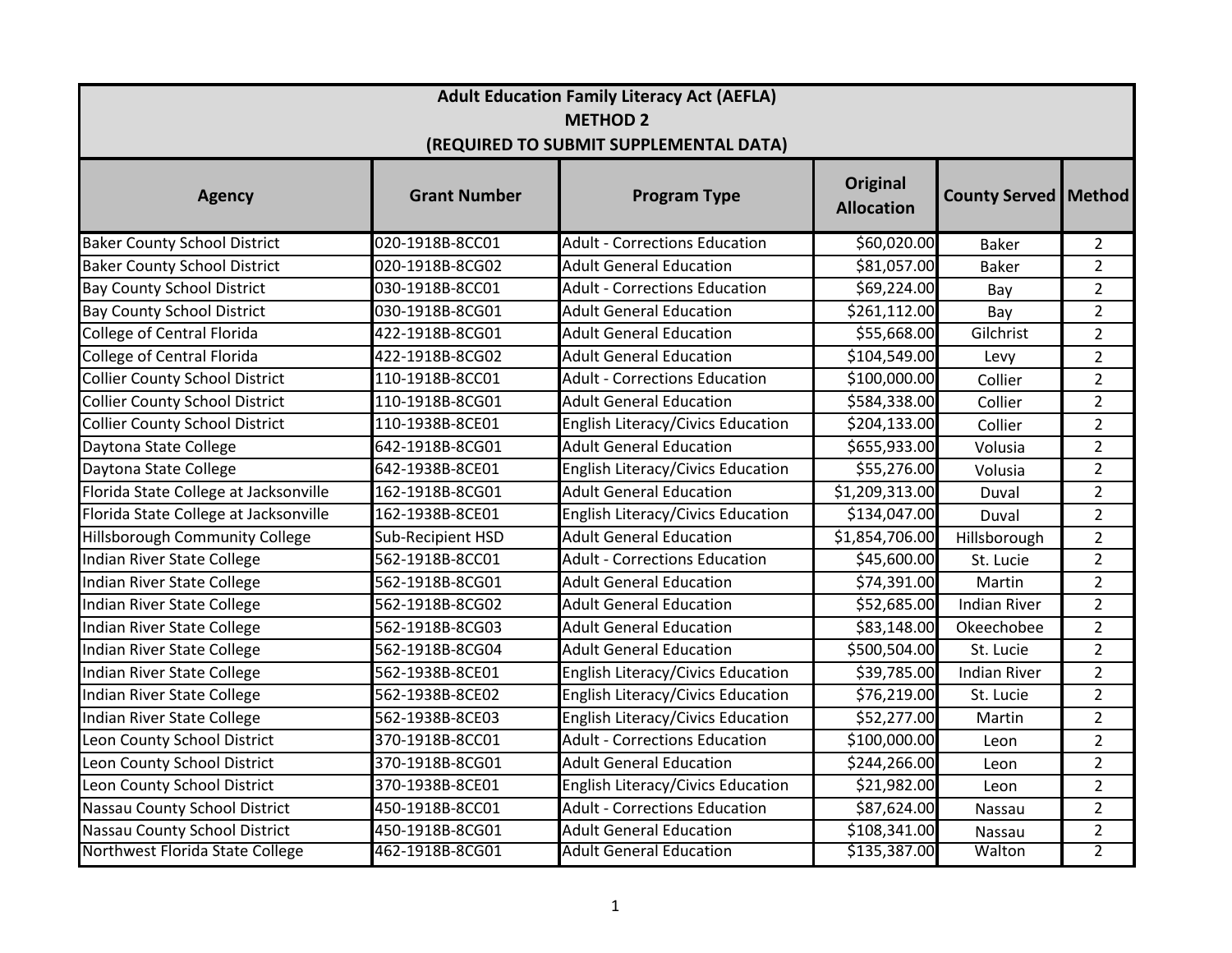| Adult Education Family Literacy Act (AEFLA)<br>METHOD 2<br>(REQUIRED TO SUBMIT SUPPLEMENTAL DATA) | | | | | |
|---|---|---|---|---|---|
| **Agency** | **Grant Number** | **Program Type** | **Original Allocation** | **County Served** | **Method** |
| Baker County School District | 020-1918B-8CC01 | Adult - Corrections Education | $60,020.00 | Baker | 2 |
| Baker County School District | 020-1918B-8CG02 | Adult General Education | $81,057.00 | Baker | 2 |
| Bay County School District | 030-1918B-8CC01 | Adult - Corrections Education | $69,224.00 | Bay | 2 |
| Bay County School District | 030-1918B-8CG01 | Adult General Education | $261,112.00 | Bay | 2 |
| College of Central Florida | 422-1918B-8CG01 | Adult General Education | $55,668.00 | Gilchrist | 2 |
| College of Central Florida | 422-1918B-8CG02 | Adult General Education | $104,549.00 | Levy | 2 |
| Collier County School District | 110-1918B-8CC01 | Adult - Corrections Education | $100,000.00 | Collier | 2 |
| Collier County School District | 110-1918B-8CG01 | Adult General Education | $584,338.00 | Collier | 2 |
| Collier County School District | 110-1938B-8CE01 | English Literacy/Civics Education | $204,133.00 | Collier | 2 |
| Daytona State College | 642-1918B-8CG01 | Adult General Education | $655,933.00 | Volusia | 2 |
| Daytona State College | 642-1938B-8CE01 | English Literacy/Civics Education | $55,276.00 | Volusia | 2 |
| Florida State College at Jacksonville | 162-1918B-8CG01 | Adult General Education | $1,209,313.00 | Duval | 2 |
| Florida State College at Jacksonville | 162-1938B-8CE01 | English Literacy/Civics Education | $134,047.00 | Duval | 2 |
| Hillsborough Community College | Sub-Recipient HSD | Adult General Education | $1,854,706.00 | Hillsborough | 2 |
| Indian River State College | 562-1918B-8CC01 | Adult - Corrections Education | $45,600.00 | St. Lucie | 2 |
| Indian River State College | 562-1918B-8CG01 | Adult General Education | $74,391.00 | Martin | 2 |
| Indian River State College | 562-1918B-8CG02 | Adult General Education | $52,685.00 | Indian River | 2 |
| Indian River State College | 562-1918B-8CG03 | Adult General Education | $83,148.00 | Okeechobee | 2 |
| Indian River State College | 562-1918B-8CG04 | Adult General Education | $500,504.00 | St. Lucie | 2 |
| Indian River State College | 562-1938B-8CE01 | English Literacy/Civics Education | $39,785.00 | Indian River | 2 |
| Indian River State College | 562-1938B-8CE02 | English Literacy/Civics Education | $76,219.00 | St. Lucie | 2 |
| Indian River State College | 562-1938B-8CE03 | English Literacy/Civics Education | $52,277.00 | Martin | 2 |
| Leon County School District | 370-1918B-8CC01 | Adult - Corrections Education | $100,000.00 | Leon | 2 |
| Leon County School District | 370-1918B-8CG01 | Adult General Education | $244,266.00 | Leon | 2 |
| Leon County School District | 370-1938B-8CE01 | English Literacy/Civics Education | $21,982.00 | Leon | 2 |
| Nassau County School District | 450-1918B-8CC01 | Adult - Corrections Education | $87,624.00 | Nassau | 2 |
| Nassau County School District | 450-1918B-8CG01 | Adult General Education | $108,341.00 | Nassau | 2 |
| Northwest Florida State College | 462-1918B-8CG01 | Adult General Education | $135,387.00 | Walton | 2 |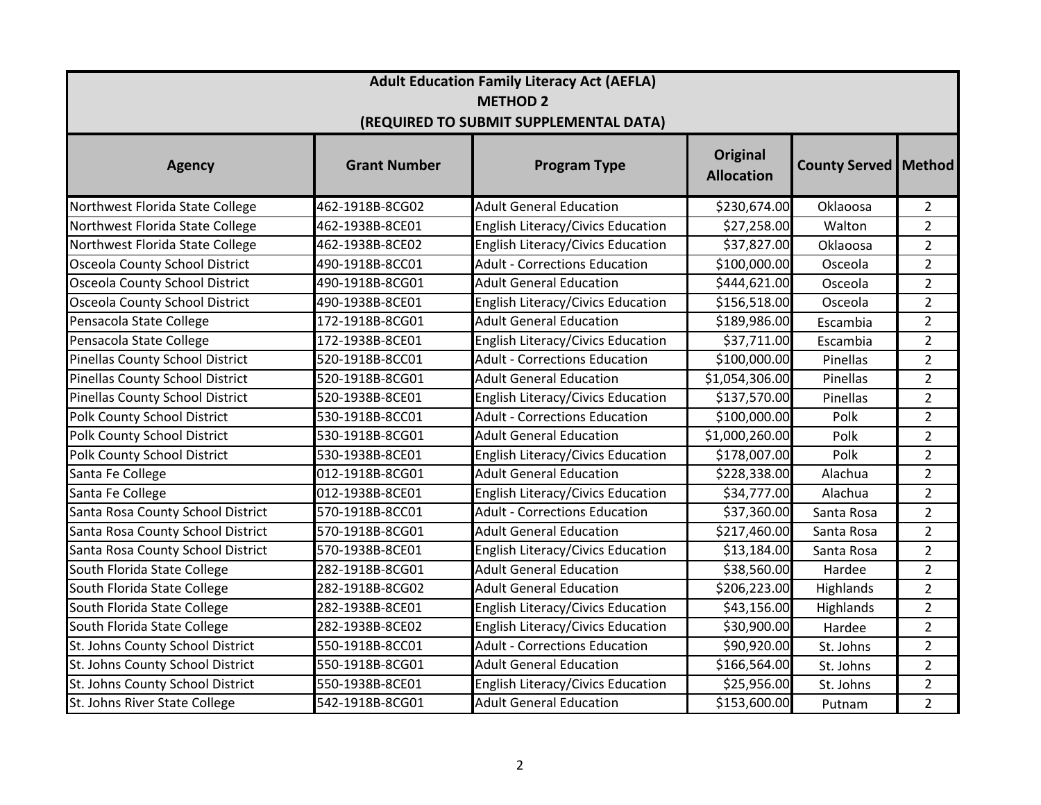| Adult Education Family Literacy Act (AEFLA) METHOD 2 (REQUIRED TO SUBMIT SUPPLEMENTAL DATA) | | | | | |
|---|---|---|---|---|---|
| **Agency** | **Grant Number** | **Program Type** | **Original Allocation** | **County Served** | **Method** |
| Northwest Florida State College | 462-1918B-8CG02 | Adult General Education | $230,674.00 | Oklaoosa | 2 |
| Northwest Florida State College | 462-1938B-8CE01 | English Literacy/Civics Education | $27,258.00 | Walton | 2 |
| Northwest Florida State College | 462-1938B-8CE02 | English Literacy/Civics Education | $37,827.00 | Oklaoosa | 2 |
| Osceola County School District | 490-1918B-8CC01 | Adult - Corrections Education | $100,000.00 | Osceola | 2 |
| Osceola County School District | 490-1918B-8CG01 | Adult General Education | $444,621.00 | Osceola | 2 |
| Osceola County School District | 490-1938B-8CE01 | English Literacy/Civics Education | $156,518.00 | Osceola | 2 |
| Pensacola State College | 172-1918B-8CG01 | Adult General Education | $189,986.00 | Escambia | 2 |
| Pensacola State College | 172-1938B-8CE01 | English Literacy/Civics Education | $37,711.00 | Escambia | 2 |
| Pinellas County School District | 520-1918B-8CC01 | Adult - Corrections Education | $100,000.00 | Pinellas | 2 |
| Pinellas County School District | 520-1918B-8CG01 | Adult General Education | $1,054,306.00 | Pinellas | 2 |
| Pinellas County School District | 520-1938B-8CE01 | English Literacy/Civics Education | $137,570.00 | Pinellas | 2 |
| Polk County School District | 530-1918B-8CC01 | Adult - Corrections Education | $100,000.00 | Polk | 2 |
| Polk County School District | 530-1918B-8CG01 | Adult General Education | $1,000,260.00 | Polk | 2 |
| Polk County School District | 530-1938B-8CE01 | English Literacy/Civics Education | $178,007.00 | Polk | 2 |
| Santa Fe College | 012-1918B-8CG01 | Adult General Education | $228,338.00 | Alachua | 2 |
| Santa Fe College | 012-1938B-8CE01 | English Literacy/Civics Education | $34,777.00 | Alachua | 2 |
| Santa Rosa County School District | 570-1918B-8CC01 | Adult - Corrections Education | $37,360.00 | Santa Rosa | 2 |
| Santa Rosa County School District | 570-1918B-8CG01 | Adult General Education | $217,460.00 | Santa Rosa | 2 |
| Santa Rosa County School District | 570-1938B-8CE01 | English Literacy/Civics Education | $13,184.00 | Santa Rosa | 2 |
| South Florida State College | 282-1918B-8CG01 | Adult General Education | $38,560.00 | Hardee | 2 |
| South Florida State College | 282-1918B-8CG02 | Adult General Education | $206,223.00 | Highlands | 2 |
| South Florida State College | 282-1938B-8CE01 | English Literacy/Civics Education | $43,156.00 | Highlands | 2 |
| South Florida State College | 282-1938B-8CE02 | English Literacy/Civics Education | $30,900.00 | Hardee | 2 |
| St. Johns County School District | 550-1918B-8CC01 | Adult - Corrections Education | $90,920.00 | St. Johns | 2 |
| St. Johns County School District | 550-1918B-8CG01 | Adult General Education | $166,564.00 | St. Johns | 2 |
| St. Johns County School District | 550-1938B-8CE01 | English Literacy/Civics Education | $25,956.00 | St. Johns | 2 |
| St. Johns River State College | 542-1918B-8CG01 | Adult General Education | $153,600.00 | Putnam | 2 |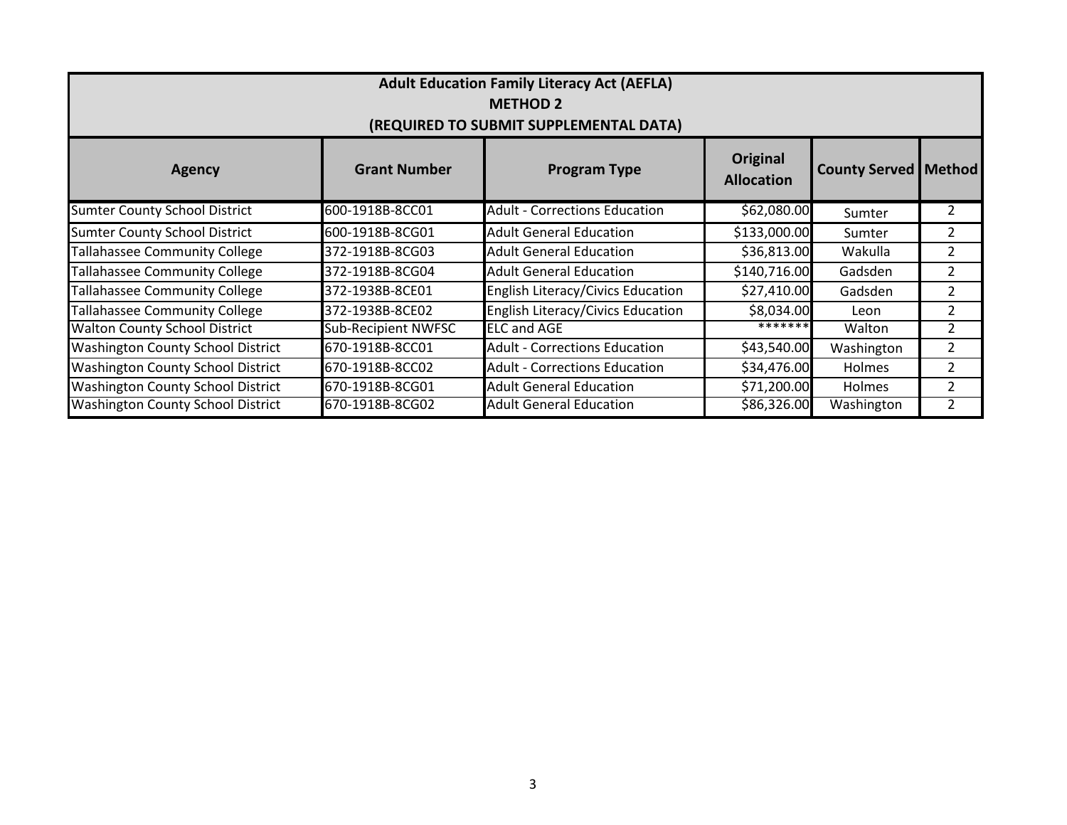| Adult Education Family Literacy Act (AEFLA)<br>METHOD 2<br>(REQUIRED TO SUBMIT SUPPLEMENTAL DATA) | | | | | |
|---|---|---|---|---|---|
| **Agency** | **Grant Number** | **Program Type** | **Original Allocation** | **County Served** | **Method** |
| Sumter County School District | 600-1918B-8CC01 | Adult - Corrections Education | $62,080.00 | Sumter | 2 |
| Sumter County School District | 600-1918B-8CG01 | Adult General Education | $133,000.00 | Sumter | 2 |
| Tallahassee Community College | 372-1918B-8CG03 | Adult General Education | $36,813.00 | Wakulla | 2 |
| Tallahassee Community College | 372-1918B-8CG04 | Adult General Education | $140,716.00 | Gadsden | 2 |
| Tallahassee Community College | 372-1938B-8CE01 | English Literacy/Civics Education | $27,410.00 | Gadsden | 2 |
| Tallahassee Community College | 372-1938B-8CE02 | English Literacy/Civics Education | $8,034.00 | Leon | 2 |
| Walton County School District | Sub-Recipient NWFSC | ELC and AGE | ******* | Walton | 2 |
| Washington County School District | 670-1918B-8CC01 | Adult - Corrections Education | $43,540.00 | Washington | 2 |
| Washington County School District | 670-1918B-8CC02 | Adult - Corrections Education | $34,476.00 | Holmes | 2 |
| Washington County School District | 670-1918B-8CG01 | Adult General Education | $71,200.00 | Holmes | 2 |
| Washington County School District | 670-1918B-8CG02 | Adult General Education | $86,326.00 | Washington | 2 |